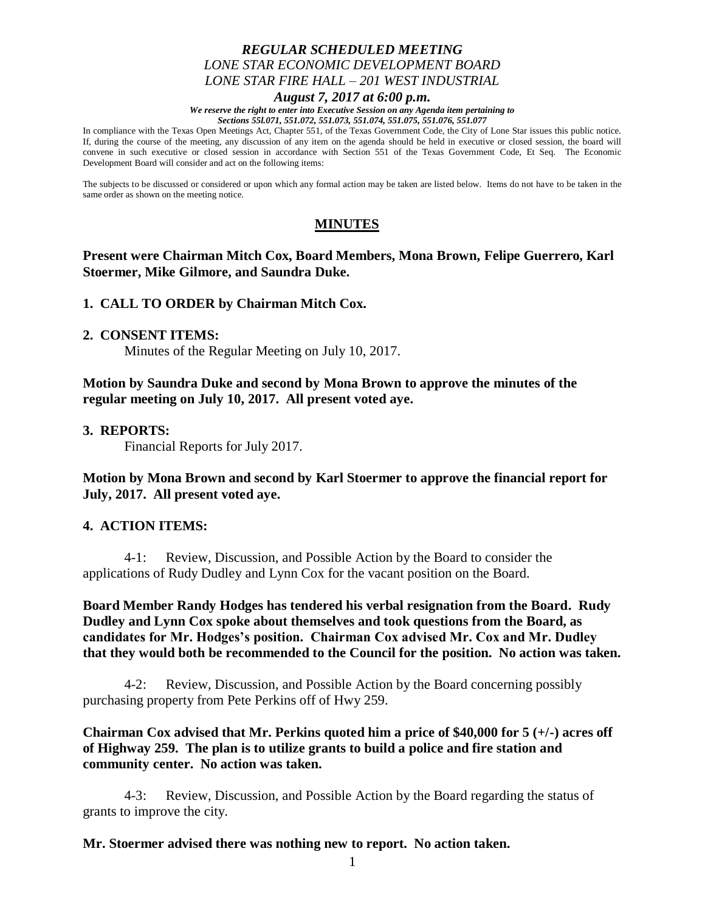# *REGULAR SCHEDULED MEETING*
## *LONE STAR ECONOMIC DEVELOPMENT BOARD*
## *LONE STAR FIRE HALL – 201 WEST INDUSTRIAL*
## *August 7, 2017 at 6:00 p.m.*

***We reserve the right to enter into Executive Session on any Agenda item pertaining to Sections 55l.071, 551.072, 551.073, 551.074, 551.075, 551.076, 551.077***

In compliance with the Texas Open Meetings Act, Chapter 551, of the Texas Government Code, the City of Lone Star issues this public notice. If, during the course of the meeting, any discussion of any item on the agenda should be held in executive or closed session, the board will convene in such executive or closed session in accordance with Section 551 of the Texas Government Code, Et Seq. The Economic Development Board will consider and act on the following items:

The subjects to be discussed or considered or upon which any formal action may be taken are listed below. Items do not have to be taken in the same order as shown on the meeting notice.

## MINUTES

**Present were Chairman Mitch Cox, Board Members, Mona Brown, Felipe Guerrero, Karl Stoermer, Mike Gilmore, and Saundra Duke.**

**1. CALL TO ORDER by Chairman Mitch Cox.**

**2. CONSENT ITEMS:**

Minutes of the Regular Meeting on July 10, 2017.

**Motion by Saundra Duke and second by Mona Brown to approve the minutes of the regular meeting on July 10, 2017. All present voted aye.**

**3. REPORTS:**

Financial Reports for July 2017.

**Motion by Mona Brown and second by Karl Stoermer to approve the financial report for July, 2017. All present voted aye.**

**4. ACTION ITEMS:**

4-1: Review, Discussion, and Possible Action by the Board to consider the applications of Rudy Dudley and Lynn Cox for the vacant position on the Board.

**Board Member Randy Hodges has tendered his verbal resignation from the Board. Rudy Dudley and Lynn Cox spoke about themselves and took questions from the Board, as candidates for Mr. Hodges's position. Chairman Cox advised Mr. Cox and Mr. Dudley that they would both be recommended to the Council for the position. No action was taken.**

4-2: Review, Discussion, and Possible Action by the Board concerning possibly purchasing property from Pete Perkins off of Hwy 259.

**Chairman Cox advised that Mr. Perkins quoted him a price of $40,000 for 5 (+/-) acres off of Highway 259. The plan is to utilize grants to build a police and fire station and community center. No action was taken.**

4-3: Review, Discussion, and Possible Action by the Board regarding the status of grants to improve the city.

**Mr. Stoermer advised there was nothing new to report. No action taken.**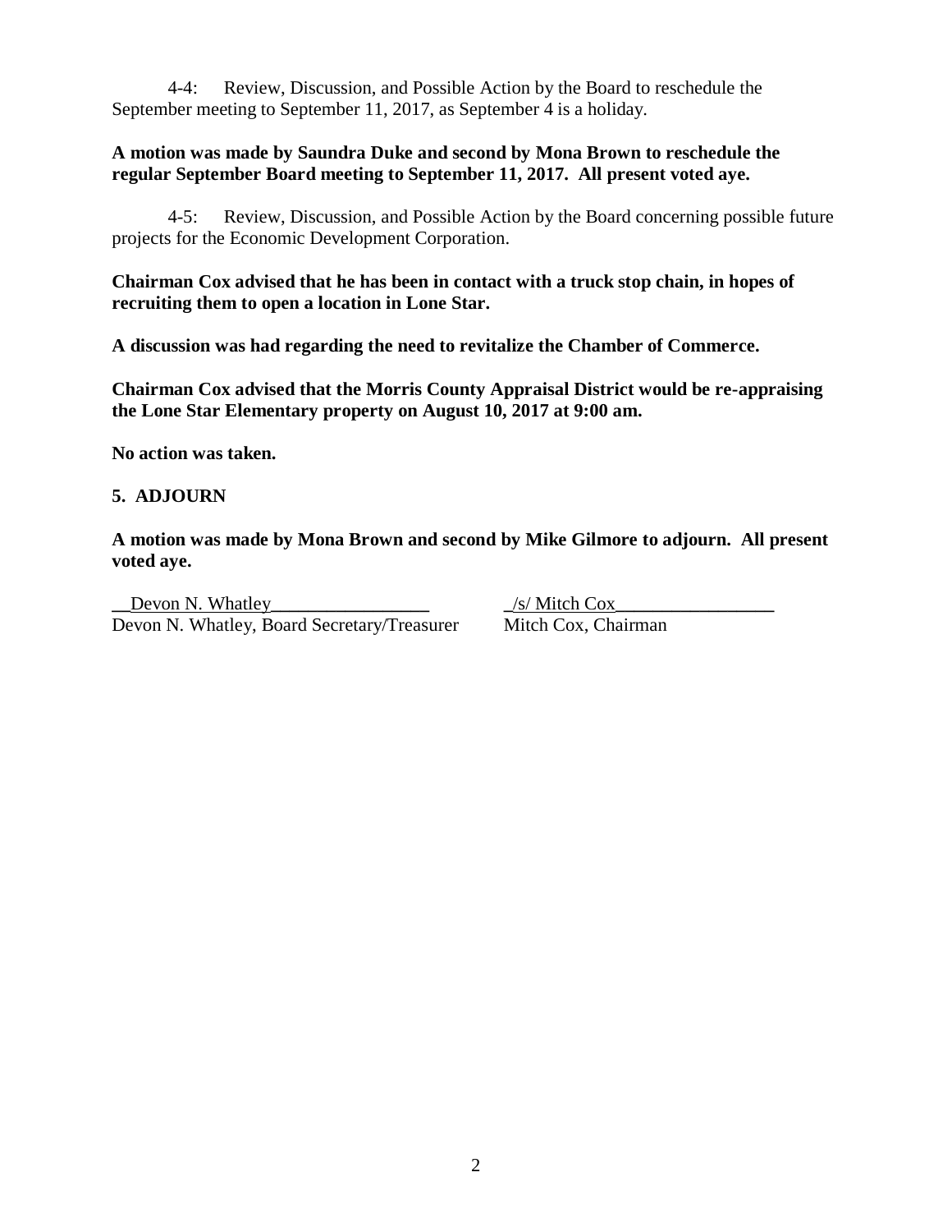4-4: Review, Discussion, and Possible Action by the Board to reschedule the September meeting to September 11, 2017, as September 4 is a holiday.

**A motion was made by Saundra Duke and second by Mona Brown to reschedule the regular September Board meeting to September 11, 2017. All present voted aye.**

4-5: Review, Discussion, and Possible Action by the Board concerning possible future projects for the Economic Development Corporation.

**Chairman Cox advised that he has been in contact with a truck stop chain, in hopes of recruiting them to open a location in Lone Star.**

**A discussion was had regarding the need to revitalize the Chamber of Commerce.**

**Chairman Cox advised that the Morris County Appraisal District would be re-appraising the Lone Star Elementary property on August 10, 2017 at 9:00 am.**

**No action was taken.**

**5. ADJOURN**

**A motion was made by Mona Brown and second by Mike Gilmore to adjourn. All present voted aye.**

| | |
|---|---|
| __Devon N. Whatley_________________ | _/s/ Mitch Cox_________________ |
| Devon N. Whatley, Board Secretary/Treasurer | Mitch Cox, Chairman |